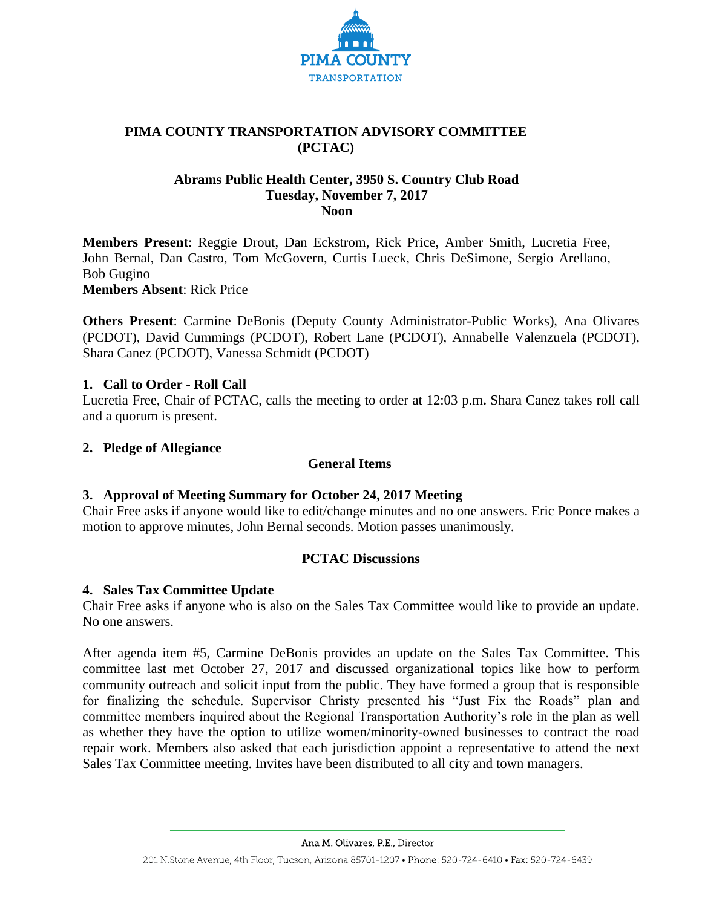# PIMA COUNTY TRANSPORTATION ADVISORY COMMITTEE (PCTAC)

### Abrams Public Health Center, 3950 S. Country Club Road
### Tuesday, November 7, 2017
### Noon

**Members Present**: Reggie Drout, Dan Eckstrom, Rick Price, Amber Smith, Lucretia Free, John Bernal, Dan Castro, Tom McGovern, Curtis Lueck, Chris DeSimone, Sergio Arellano, Bob Gugino
**Members Absent**: Rick Price

**Others Present**: Carmine DeBonis (Deputy County Administrator-Public Works), Ana Olivares (PCDOT), David Cummings (PCDOT), Robert Lane (PCDOT), Annabelle Valenzuela (PCDOT), Shara Canez (PCDOT), Vanessa Schmidt (PCDOT)

## 1. Call to Order - Roll Call

Lucretia Free, Chair of PCTAC, calls the meeting to order at 12:03 p.m**.** Shara Canez takes roll call and a quorum is present.

## 2. Pledge of Allegiance

**General Items**

## 3. Approval of Meeting Summary for October 24, 2017 Meeting

Chair Free asks if anyone would like to edit/change minutes and no one answers. Eric Ponce makes a motion to approve minutes, John Bernal seconds. Motion passes unanimously.

**PCTAC Discussions**

## 4. Sales Tax Committee Update

Chair Free asks if anyone who is also on the Sales Tax Committee would like to provide an update. No one answers.

After agenda item #5, Carmine DeBonis provides an update on the Sales Tax Committee. This committee last met October 27, 2017 and discussed organizational topics like how to perform community outreach and solicit input from the public. They have formed a group that is responsible for finalizing the schedule. Supervisor Christy presented his "Just Fix the Roads" plan and committee members inquired about the Regional Transportation Authority's role in the plan as well as whether they have the option to utilize women/minority-owned businesses to contract the road repair work. Members also asked that each jurisdiction appoint a representative to attend the next Sales Tax Committee meeting. Invites have been distributed to all city and town managers.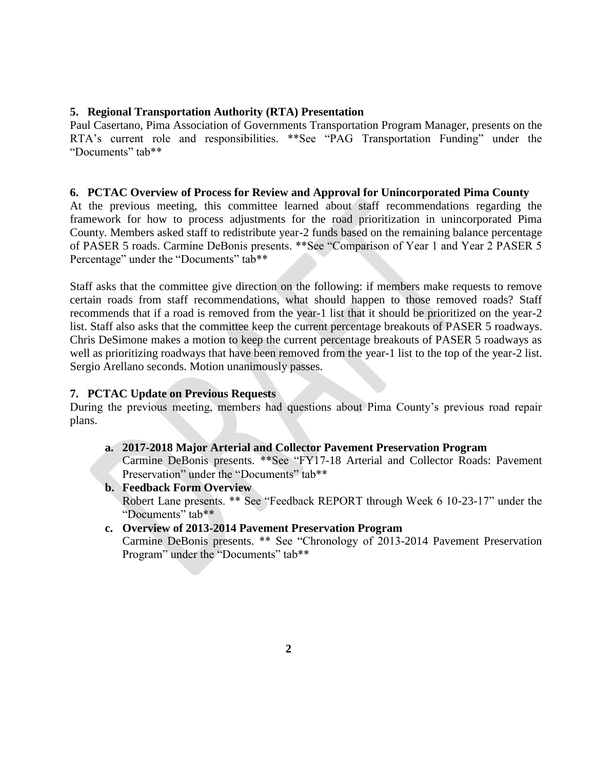## 5. Regional Transportation Authority (RTA) Presentation

Paul Casertano, Pima Association of Governments Transportation Program Manager, presents on the RTA's current role and responsibilities. **See "PAG Transportation Funding" under the "Documents" tab**

## 6. PCTAC Overview of Process for Review and Approval for Unincorporated Pima County

At the previous meeting, this committee learned about staff recommendations regarding the framework for how to process adjustments for the road prioritization in unincorporated Pima County. Members asked staff to redistribute year-2 funds based on the remaining balance percentage of PASER 5 roads. Carmine DeBonis presents. **See "Comparison of Year 1 and Year 2 PASER 5 Percentage" under the "Documents" tab**

Staff asks that the committee give direction on the following: if members make requests to remove certain roads from staff recommendations, what should happen to those removed roads? Staff recommends that if a road is removed from the year-1 list that it should be prioritized on the year-2 list. Staff also asks that the committee keep the current percentage breakouts of PASER 5 roadways. Chris DeSimone makes a motion to keep the current percentage breakouts of PASER 5 roadways as well as prioritizing roadways that have been removed from the year-1 list to the top of the year-2 list. Sergio Arellano seconds. Motion unanimously passes.

## 7. PCTAC Update on Previous Requests

During the previous meeting, members had questions about Pima County's previous road repair plans.

- **a. 2017-2018 Major Arterial and Collector Pavement Preservation Program**
  Carmine DeBonis presents. **See "FY17-18 Arterial and Collector Roads: Pavement Preservation" under the "Documents" tab**
- **b. Feedback Form Overview**
  Robert Lane presents. ** See "Feedback REPORT through Week 6 10-23-17" under the "Documents" tab**
- **c. Overview of 2013-2014 Pavement Preservation Program**
  Carmine DeBonis presents. ** See "Chronology of 2013-2014 Pavement Preservation Program" under the "Documents" tab**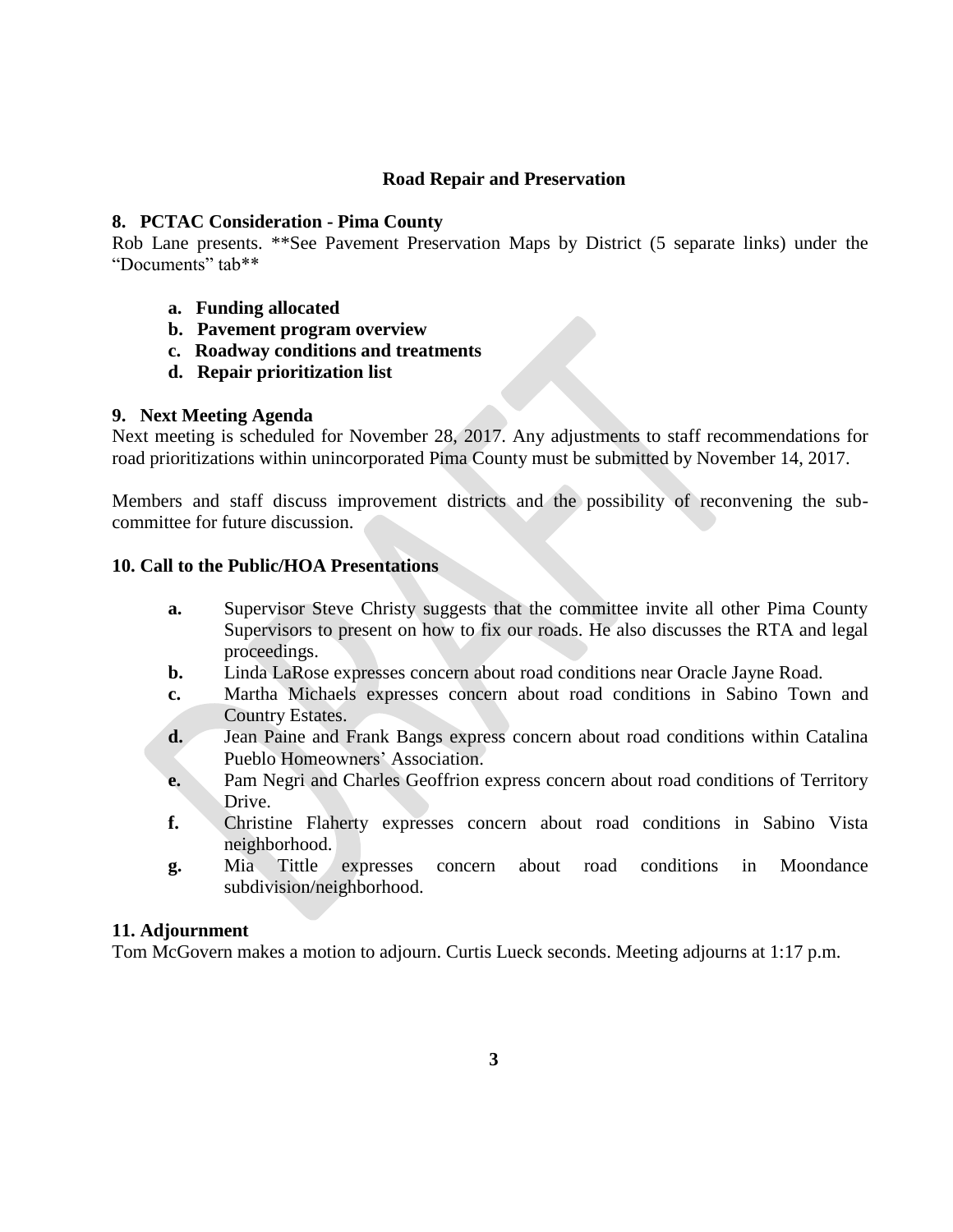## Road Repair and Preservation

### 8. PCTAC Consideration - Pima County

Rob Lane presents. **See Pavement Preservation Maps by District (5 separate links) under the "Documents" tab**

- **a. Funding allocated**
- **b. Pavement program overview**
- **c. Roadway conditions and treatments**
- **d. Repair prioritization list**

### 9. Next Meeting Agenda

Next meeting is scheduled for November 28, 2017. Any adjustments to staff recommendations for road prioritizations within unincorporated Pima County must be submitted by November 14, 2017.

Members and staff discuss improvement districts and the possibility of reconvening the sub-committee for future discussion.

### 10. Call to the Public/HOA Presentations

- **a.** Supervisor Steve Christy suggests that the committee invite all other Pima County Supervisors to present on how to fix our roads. He also discusses the RTA and legal proceedings.
- **b.** Linda LaRose expresses concern about road conditions near Oracle Jayne Road.
- **c.** Martha Michaels expresses concern about road conditions in Sabino Town and Country Estates.
- **d.** Jean Paine and Frank Bangs express concern about road conditions within Catalina Pueblo Homeowners' Association.
- **e.** Pam Negri and Charles Geoffrion express concern about road conditions of Territory Drive.
- **f.** Christine Flaherty expresses concern about road conditions in Sabino Vista neighborhood.
- **g.** Mia Tittle expresses concern about road conditions in Moondance subdivision/neighborhood.

### 11. Adjournment

Tom McGovern makes a motion to adjourn. Curtis Lueck seconds. Meeting adjourns at 1:17 p.m.